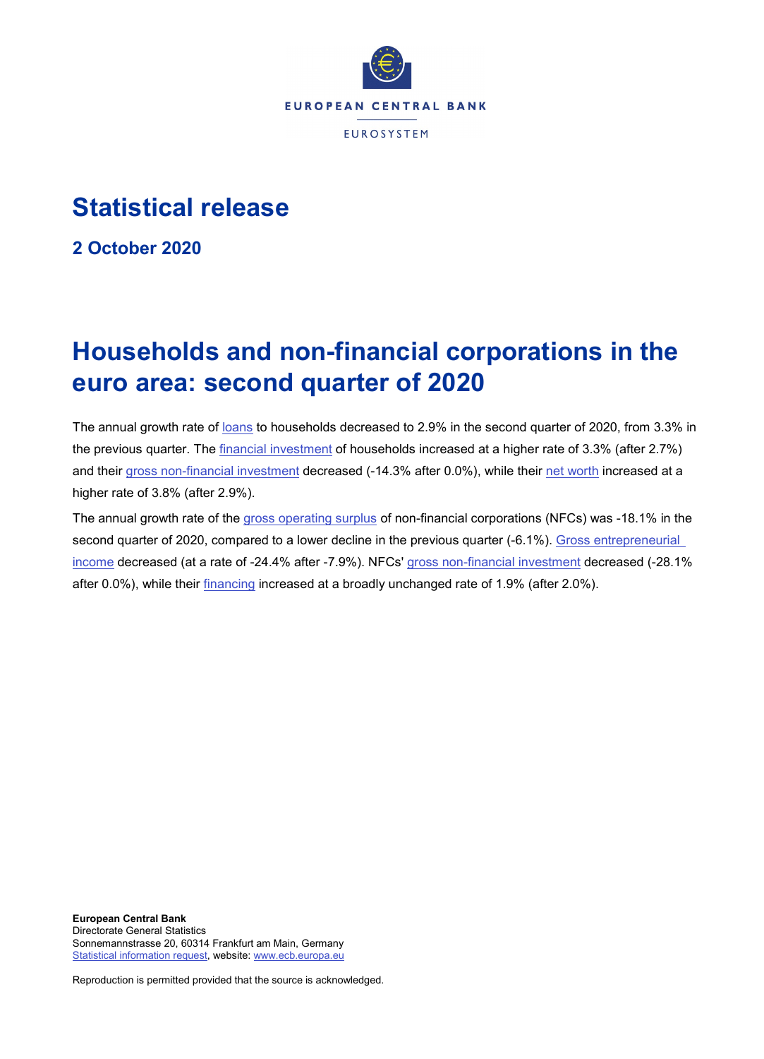EUROPEAN CENTRAL BANK

EUROSYSTEM

# Statistical release

**2 October 2020**

# Households and non-financial corporations in the euro area: second quarter of 2020

The annual growth rate of loans to households decreased to 2.9% in the second quarter of 2020, from 3.3% in the previous quarter. The financial investment of households increased at a higher rate of 3.3% (after 2.7%) and their gross non-financial investment decreased (-14.3% after 0.0%), while their net worth increased at a higher rate of 3.8% (after 2.9%).

The annual growth rate of the gross operating surplus of non-financial corporations (NFCs) was -18.1% in the second quarter of 2020, compared to a lower decline in the previous quarter (-6.1%). Gross entrepreneurial income decreased (at a rate of -24.4% after -7.9%). NFCs' gross non-financial investment decreased (-28.1% after 0.0%), while their financing increased at a broadly unchanged rate of 1.9% (after 2.0%).

**European Central Bank**
Directorate General Statistics
Sonnemannstrasse 20, 60314 Frankfurt am Main, Germany
Statistical information request, website: www.ecb.europa.eu

Reproduction is permitted provided that the source is acknowledged.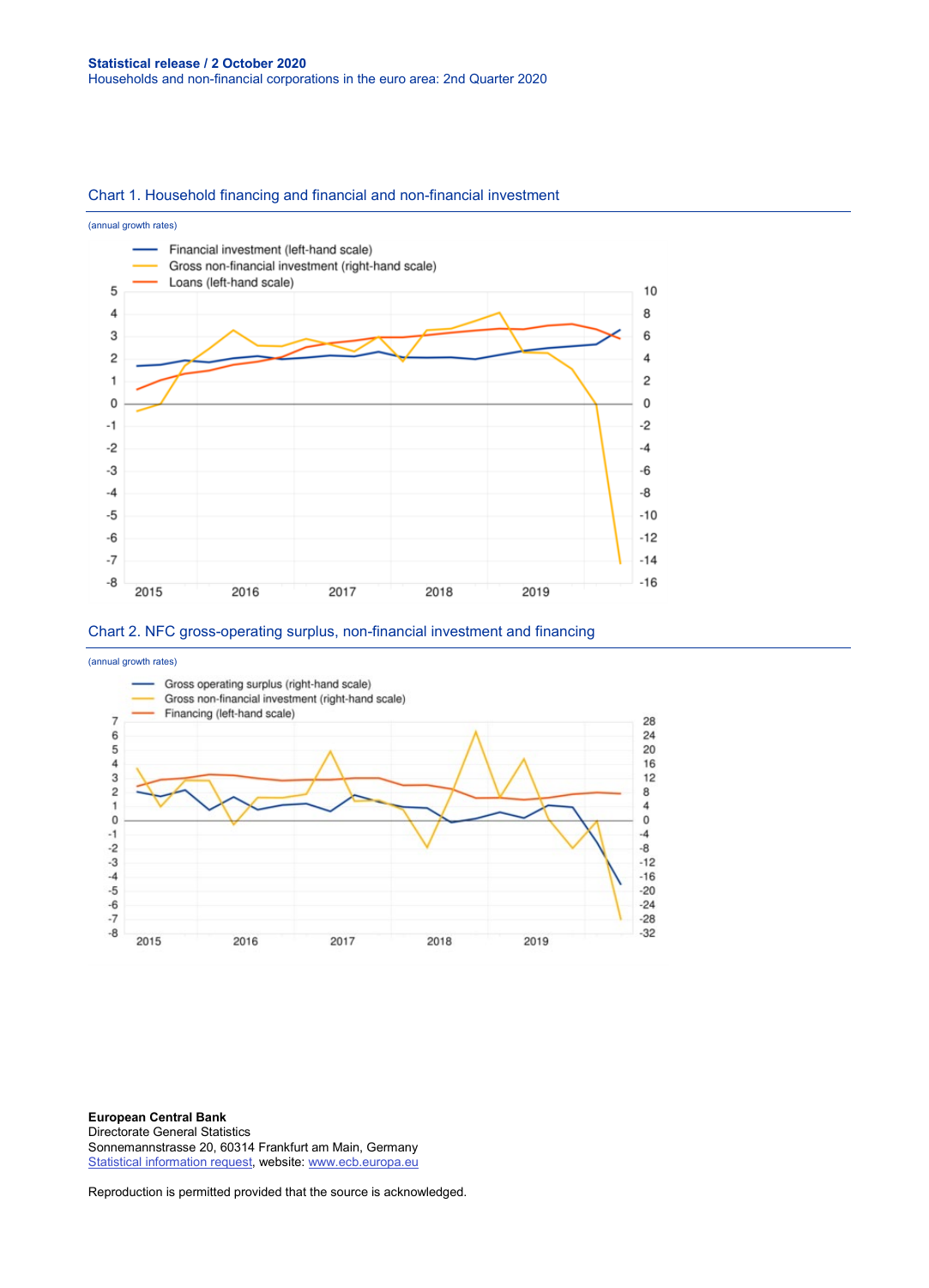## Chart 1. Household financing and financial and non-financial investment

(annual growth rates)

Financial investment (left-hand scale)
Gross non-financial investment (right-hand scale)
Loans (left-hand scale)

5
4
3
2
1
0
-1
-2
-3
-4
-5
-6
-7
-8

10
8
6
4
2
0
-2
-4
-6
-8
-10
-12
-14
-16

2015
2016
2017
2018
2019

## Chart 2. NFC gross-operating surplus, non-financial investment and financing

(annual growth rates)

Gross operating surplus (right-hand scale)
Gross non-financial investment (right-hand scale)
Financing (left-hand scale)

7
6
5
4
3
2
1
0
-1
-2
-3
-4
-5
-6
-7
-8

28
24
20
16
12
8
4
0
-4
-8
-12
-16
-20
-24
-28
-32

2015
2016
2017
2018
2019

**European Central Bank**
Directorate General Statistics
Sonnemannstrasse 20, 60314 Frankfurt am Main, Germany
Statistical information request, website: www.ecb.europa.eu

Reproduction is permitted provided that the source is acknowledged.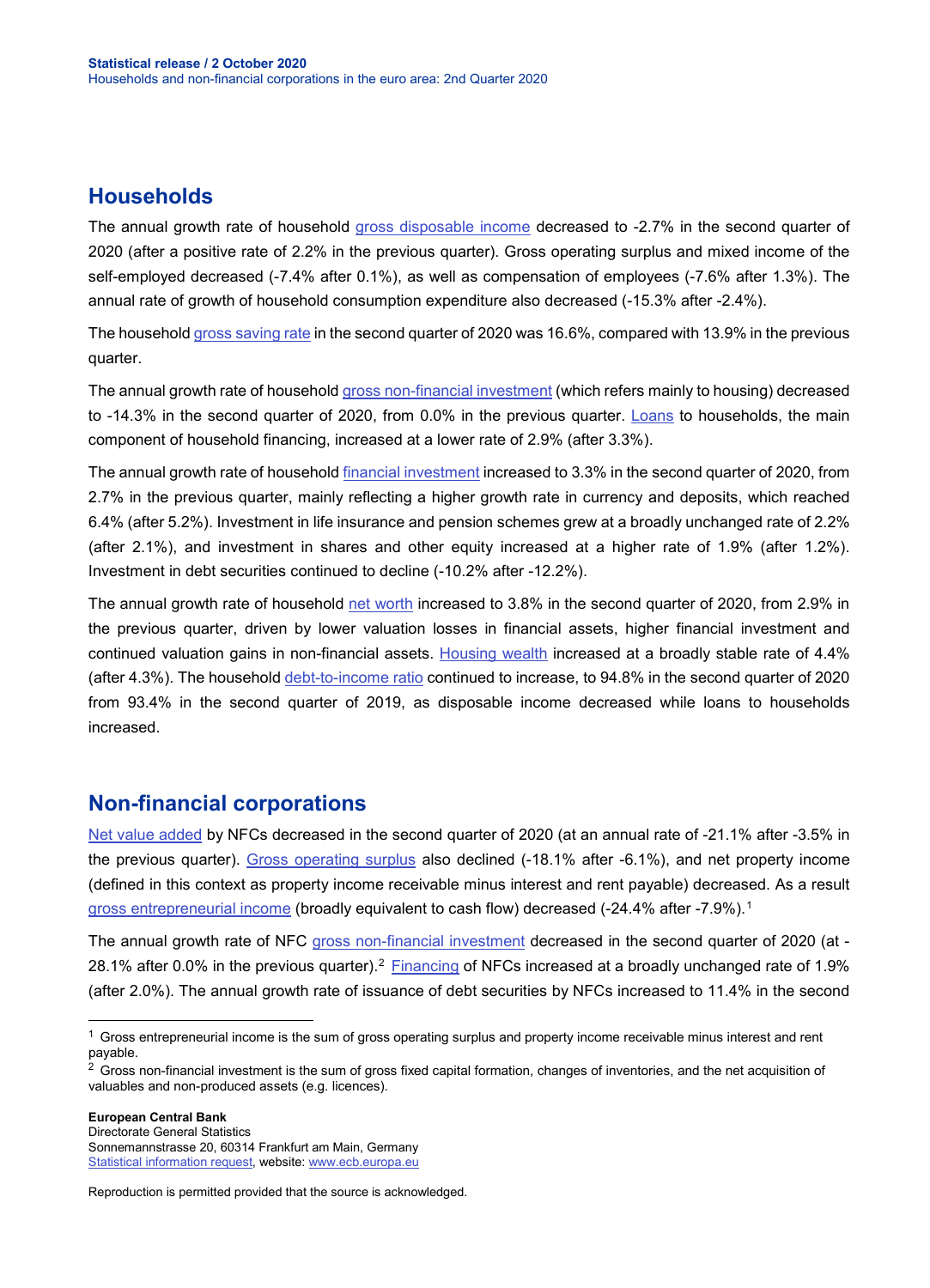## Households

The annual growth rate of household gross disposable income decreased to -2.7% in the second quarter of 2020 (after a positive rate of 2.2% in the previous quarter). Gross operating surplus and mixed income of the self-employed decreased (-7.4% after 0.1%), as well as compensation of employees (-7.6% after 1.3%). The annual rate of growth of household consumption expenditure also decreased (-15.3% after -2.4%).

The household gross saving rate in the second quarter of 2020 was 16.6%, compared with 13.9% in the previous quarter.

The annual growth rate of household gross non-financial investment (which refers mainly to housing) decreased to -14.3% in the second quarter of 2020, from 0.0% in the previous quarter. Loans to households, the main component of household financing, increased at a lower rate of 2.9% (after 3.3%).

The annual growth rate of household financial investment increased to 3.3% in the second quarter of 2020, from 2.7% in the previous quarter, mainly reflecting a higher growth rate in currency and deposits, which reached 6.4% (after 5.2%). Investment in life insurance and pension schemes grew at a broadly unchanged rate of 2.2% (after 2.1%), and investment in shares and other equity increased at a higher rate of 1.9% (after 1.2%). Investment in debt securities continued to decline (-10.2% after -12.2%).

The annual growth rate of household net worth increased to 3.8% in the second quarter of 2020, from 2.9% in the previous quarter, driven by lower valuation losses in financial assets, higher financial investment and continued valuation gains in non-financial assets. Housing wealth increased at a broadly stable rate of 4.4% (after 4.3%). The household debt-to-income ratio continued to increase, to 94.8% in the second quarter of 2020 from 93.4% in the second quarter of 2019, as disposable income decreased while loans to households increased.

## Non-financial corporations

Net value added by NFCs decreased in the second quarter of 2020 (at an annual rate of -21.1% after -3.5% in the previous quarter). Gross operating surplus also declined (-18.1% after -6.1%), and net property income (defined in this context as property income receivable minus interest and rent payable) decreased. As a result gross entrepreneurial income (broadly equivalent to cash flow) decreased (-24.4% after -7.9%).[1]

The annual growth rate of NFC gross non-financial investment decreased in the second quarter of 2020 (at -28.1% after 0.0% in the previous quarter).[2] Financing of NFCs increased at a broadly unchanged rate of 1.9% (after 2.0%). The annual growth rate of issuance of debt securities by NFCs increased to 11.4% in the second

[1] Gross entrepreneurial income is the sum of gross operating surplus and property income receivable minus interest and rent payable.

[2] Gross non-financial investment is the sum of gross fixed capital formation, changes of inventories, and the net acquisition of valuables and non-produced assets (e.g. licences).

**European Central Bank**
Directorate General Statistics
Sonnemannstrasse 20, 60314 Frankfurt am Main, Germany
Statistical information request, website: www.ecb.europa.eu

Reproduction is permitted provided that the source is acknowledged.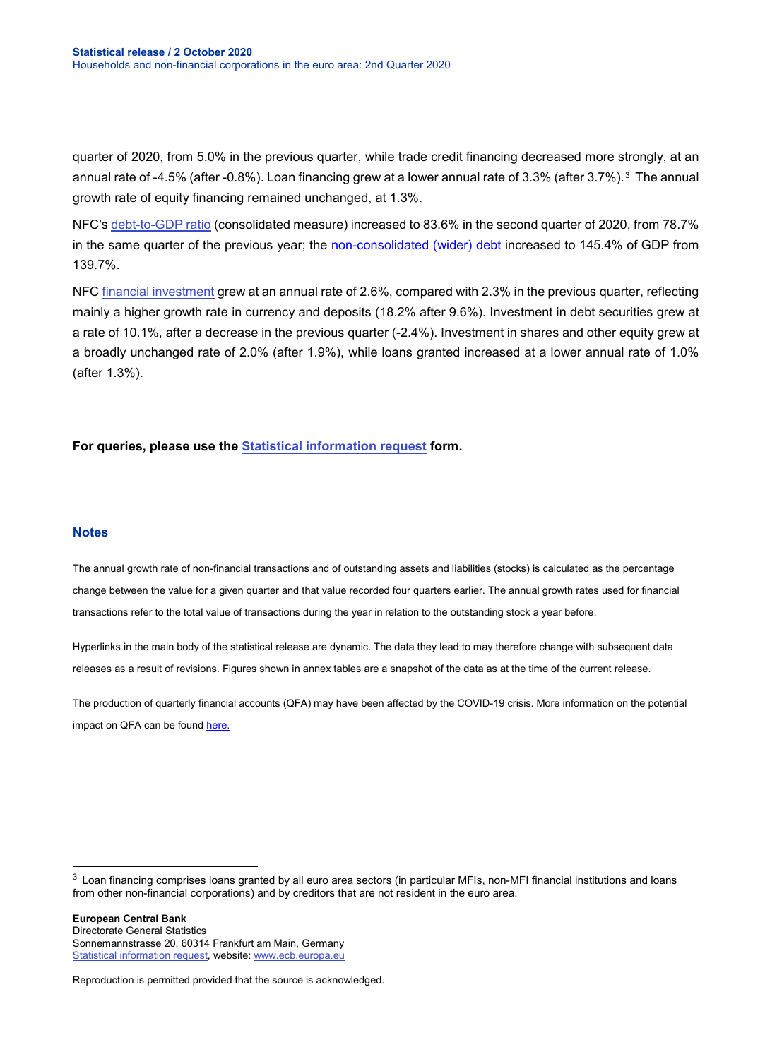quarter of 2020, from 5.0% in the previous quarter, while trade credit financing decreased more strongly, at an annual rate of -4.5% (after -0.8%). Loan financing grew at a lower annual rate of 3.3% (after 3.7%).[3] The annual growth rate of equity financing remained unchanged, at 1.3%.

NFC's debt-to-GDP ratio (consolidated measure) increased to 83.6% in the second quarter of 2020, from 78.7% in the same quarter of the previous year; the non-consolidated (wider) debt increased to 145.4% of GDP from 139.7%.

NFC financial investment grew at an annual rate of 2.6%, compared with 2.3% in the previous quarter, reflecting mainly a higher growth rate in currency and deposits (18.2% after 9.6%). Investment in debt securities grew at a rate of 10.1%, after a decrease in the previous quarter (-2.4%). Investment in shares and other equity grew at a broadly unchanged rate of 2.0% (after 1.9%), while loans granted increased at a lower annual rate of 1.0% (after 1.3%).

**For queries, please use the Statistical information request form.**

## Notes

The annual growth rate of non-financial transactions and of outstanding assets and liabilities (stocks) is calculated as the percentage change between the value for a given quarter and that value recorded four quarters earlier. The annual growth rates used for financial transactions refer to the total value of transactions during the year in relation to the outstanding stock a year before.

Hyperlinks in the main body of the statistical release are dynamic. The data they lead to may therefore change with subsequent data releases as a result of revisions. Figures shown in annex tables are a snapshot of the data as at the time of the current release.

The production of quarterly financial accounts (QFA) may have been affected by the COVID-19 crisis. More information on the potential impact on QFA can be found here.

[3] Loan financing comprises loans granted by all euro area sectors (in particular MFIs, non-MFI financial institutions and loans from other non-financial corporations) and by creditors that are not resident in the euro area.

**European Central Bank**
Directorate General Statistics
Sonnemannstrasse 20, 60314 Frankfurt am Main, Germany
Statistical information request, website: www.ecb.europa.eu

Reproduction is permitted provided that the source is acknowledged.